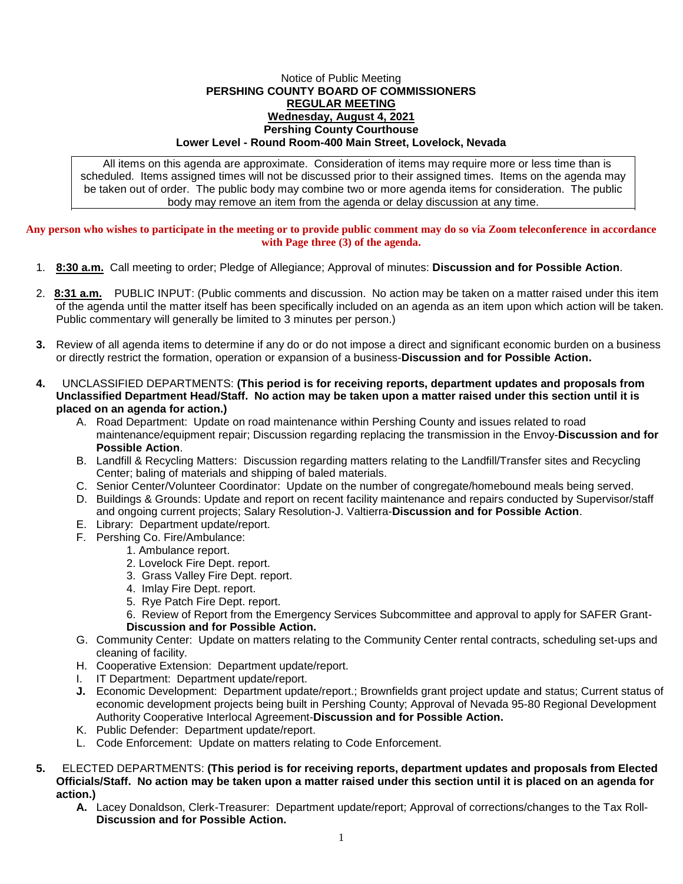Notice of Public Meeting

**PERSHING COUNTY BOARD OF COMMISSIONERS**

**REGULAR MEETING**

**Wednesday, August 4, 2021**

**Pershing County Courthouse**

**Lower Level - Round Room-400 Main Street, Lovelock, Nevada**

All items on this agenda are approximate. Consideration of items may require more or less time than is scheduled. Items assigned times will not be discussed prior to their assigned times. Items on the agenda may be taken out of order. The public body may combine two or more agenda items for consideration. The public body may remove an item from the agenda or delay discussion at any time.

**Any person who wishes to participate in the meeting or to provide public comment may do so via Zoom teleconference in accordance with Page three (3) of the agenda.**

1. **8:30 a.m.** Call meeting to order; Pledge of Allegiance; Approval of minutes: **Discussion and for Possible Action**.

2. **8:31 a.m.** PUBLIC INPUT: (Public comments and discussion. No action may be taken on a matter raised under this item of the agenda until the matter itself has been specifically included on an agenda as an item upon which action will be taken. Public commentary will generally be limited to 3 minutes per person.)

3. Review of all agenda items to determine if any do or do not impose a direct and significant economic burden on a business or directly restrict the formation, operation or expansion of a business-**Discussion and for Possible Action.**

4. UNCLASSIFIED DEPARTMENTS: **(This period is for receiving reports, department updates and proposals from Unclassified Department Head/Staff. No action may be taken upon a matter raised under this section until it is placed on an agenda for action.)**
   - A. Road Department: Update on road maintenance within Pershing County and issues related to road maintenance/equipment repair; Discussion regarding replacing the transmission in the Envoy-**Discussion and for Possible Action**.
   - B. Landfill & Recycling Matters: Discussion regarding matters relating to the Landfill/Transfer sites and Recycling Center; baling of materials and shipping of baled materials.
   - C. Senior Center/Volunteer Coordinator: Update on the number of congregate/homebound meals being served.
   - D. Buildings & Grounds: Update and report on recent facility maintenance and repairs conducted by Supervisor/staff and ongoing current projects; Salary Resolution-J. Valtierra-**Discussion and for Possible Action**.
   - E. Library: Department update/report.
   - F. Pershing Co. Fire/Ambulance:
     1. Ambulance report.
     2. Lovelock Fire Dept. report.
     3. Grass Valley Fire Dept. report.
     4. Imlay Fire Dept. report.
     5. Rye Patch Fire Dept. report.
     6. Review of Report from the Emergency Services Subcommittee and approval to apply for SAFER Grant-**Discussion and for Possible Action.**
   - G. Community Center: Update on matters relating to the Community Center rental contracts, scheduling set-ups and cleaning of facility.
   - H. Cooperative Extension: Department update/report.
   - I. IT Department: Department update/report.
   - **J.** Economic Development: Department update/report.; Brownfields grant project update and status; Current status of economic development projects being built in Pershing County; Approval of Nevada 95-80 Regional Development Authority Cooperative Interlocal Agreement-**Discussion and for Possible Action.**
   - K. Public Defender: Department update/report.
   - L. Code Enforcement: Update on matters relating to Code Enforcement.

5. ELECTED DEPARTMENTS: **(This period is for receiving reports, department updates and proposals from Elected Officials/Staff. No action may be taken upon a matter raised under this section until it is placed on an agenda for action.)**
   - **A.** Lacey Donaldson, Clerk-Treasurer: Department update/report; Approval of corrections/changes to the Tax Roll-**Discussion and for Possible Action.**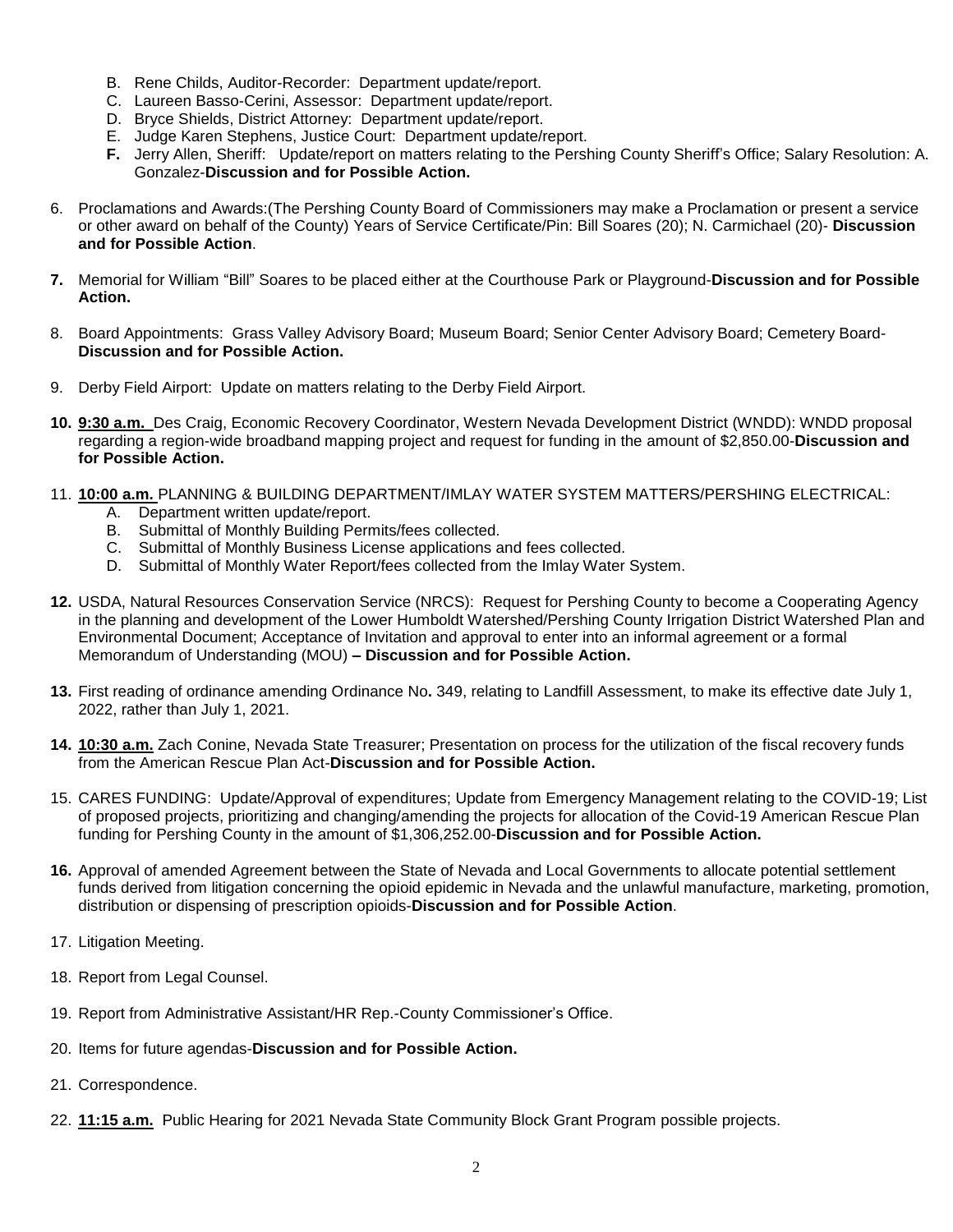B. Rene Childs, Auditor-Recorder: Department update/report.
C. Laureen Basso-Cerini, Assessor: Department update/report.
D. Bryce Shields, District Attorney: Department update/report.
E. Judge Karen Stephens, Justice Court: Department update/report.
**F.** Jerry Allen, Sheriff: Update/report on matters relating to the Pershing County Sheriff's Office; Salary Resolution: A. Gonzalez-**Discussion and for Possible Action.**

6. Proclamations and Awards:(The Pershing County Board of Commissioners may make a Proclamation or present a service or other award on behalf of the County) Years of Service Certificate/Pin: Bill Soares (20); N. Carmichael (20)- **Discussion and for Possible Action**.

**7.** Memorial for William "Bill" Soares to be placed either at the Courthouse Park or Playground-**Discussion and for Possible Action.**

8. Board Appointments: Grass Valley Advisory Board; Museum Board; Senior Center Advisory Board; Cemetery Board- **Discussion and for Possible Action.**

9. Derby Field Airport: Update on matters relating to the Derby Field Airport.

**10. 9:30 a.m.** Des Craig, Economic Recovery Coordinator, Western Nevada Development District (WNDD): WNDD proposal regarding a region-wide broadband mapping project and request for funding in the amount of $2,850.00-**Discussion and for Possible Action.**

11. **10:00 a.m.** PLANNING & BUILDING DEPARTMENT/IMLAY WATER SYSTEM MATTERS/PERSHING ELECTRICAL:
   A. Department written update/report.
   B. Submittal of Monthly Building Permits/fees collected.
   C. Submittal of Monthly Business License applications and fees collected.
   D. Submittal of Monthly Water Report/fees collected from the Imlay Water System.

**12.** USDA, Natural Resources Conservation Service (NRCS): Request for Pershing County to become a Cooperating Agency in the planning and development of the Lower Humboldt Watershed/Pershing County Irrigation District Watershed Plan and Environmental Document; Acceptance of Invitation and approval to enter into an informal agreement or a formal Memorandum of Understanding (MOU) **– Discussion and for Possible Action.**

**13.** First reading of ordinance amending Ordinance No**.** 349, relating to Landfill Assessment, to make its effective date July 1, 2022, rather than July 1, 2021.

**14. 10:30 a.m.** Zach Conine, Nevada State Treasurer; Presentation on process for the utilization of the fiscal recovery funds from the American Rescue Plan Act-**Discussion and for Possible Action.**

15. CARES FUNDING: Update/Approval of expenditures; Update from Emergency Management relating to the COVID-19; List of proposed projects, prioritizing and changing/amending the projects for allocation of the Covid-19 American Rescue Plan funding for Pershing County in the amount of $1,306,252.00-**Discussion and for Possible Action.**

**16.** Approval of amended Agreement between the State of Nevada and Local Governments to allocate potential settlement funds derived from litigation concerning the opioid epidemic in Nevada and the unlawful manufacture, marketing, promotion, distribution or dispensing of prescription opioids-**Discussion and for Possible Action**.

17. Litigation Meeting.

18. Report from Legal Counsel.

19. Report from Administrative Assistant/HR Rep.-County Commissioner's Office.

20. Items for future agendas-**Discussion and for Possible Action.**

21. Correspondence.

22. **11:15 a.m.** Public Hearing for 2021 Nevada State Community Block Grant Program possible projects.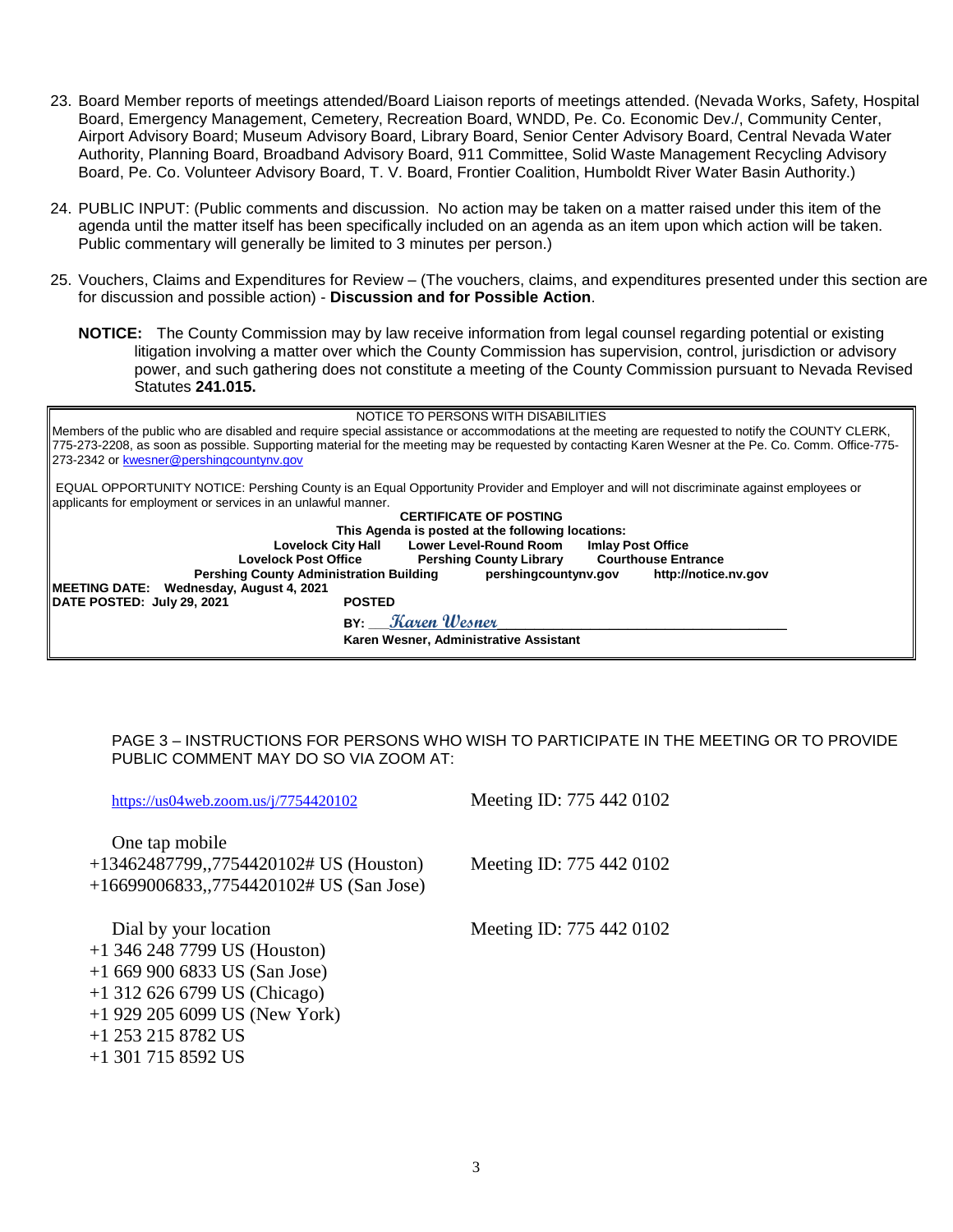23. Board Member reports of meetings attended/Board Liaison reports of meetings attended. (Nevada Works, Safety, Hospital Board, Emergency Management, Cemetery, Recreation Board, WNDD, Pe. Co. Economic Dev./, Community Center, Airport Advisory Board; Museum Advisory Board, Library Board, Senior Center Advisory Board, Central Nevada Water Authority, Planning Board, Broadband Advisory Board, 911 Committee, Solid Waste Management Recycling Advisory Board, Pe. Co. Volunteer Advisory Board, T. V. Board, Frontier Coalition, Humboldt River Water Basin Authority.)

24. PUBLIC INPUT: (Public comments and discussion. No action may be taken on a matter raised under this item of the agenda until the matter itself has been specifically included on an agenda as an item upon which action will be taken. Public commentary will generally be limited to 3 minutes per person.)

25. Vouchers, Claims and Expenditures for Review – (The vouchers, claims, and expenditures presented under this section are for discussion and possible action) - **Discussion and for Possible Action**.

**NOTICE:** The County Commission may by law receive information from legal counsel regarding potential or existing litigation involving a matter over which the County Commission has supervision, control, jurisdiction or advisory power, and such gathering does not constitute a meeting of the County Commission pursuant to Nevada Revised Statutes **241.015.**

NOTICE TO PERSONS WITH DISABILITIES

Members of the public who are disabled and require special assistance or accommodations at the meeting are requested to notify the COUNTY CLERK, 775-273-2208, as soon as possible. Supporting material for the meeting may be requested by contacting Karen Wesner at the Pe. Co. Comm. Office-775-273-2342 or kwesner@pershingcountynv.gov

EQUAL OPPORTUNITY NOTICE: Pershing County is an Equal Opportunity Provider and Employer and will not discriminate against employees or applicants for employment or services in an unlawful manner.

**CERTIFICATE OF POSTING**

**This Agenda is posted at the following locations:**

**Lovelock City Hall** **Lower Level-Round Room** **Imlay Post Office**
**Lovelock Post Office** **Pershing County Library** **Courthouse Entrance**
**Pershing County Administration Building** **pershingcountynv.gov** **http://notice.nv.gov**

**MEETING DATE: Wednesday, August 4, 2021**
**DATE POSTED: July 29, 2021** **POSTED**

**BY:** *Karen Wesner*
**Karen Wesner, Administrative Assistant**

PAGE 3 – INSTRUCTIONS FOR PERSONS WHO WISH TO PARTICIPATE IN THE MEETING OR TO PROVIDE PUBLIC COMMENT MAY DO SO VIA ZOOM AT:

https://us04web.zoom.us/j/7754420102 Meeting ID: 775 442 0102

One tap mobile
+13462487799,,7754420102# US (Houston) Meeting ID: 775 442 0102
+16699006833,,7754420102# US (San Jose)

Dial by your location Meeting ID: 775 442 0102
+1 346 248 7799 US (Houston)
+1 669 900 6833 US (San Jose)
+1 312 626 6799 US (Chicago)
+1 929 205 6099 US (New York)
+1 253 215 8782 US
+1 301 715 8592 US